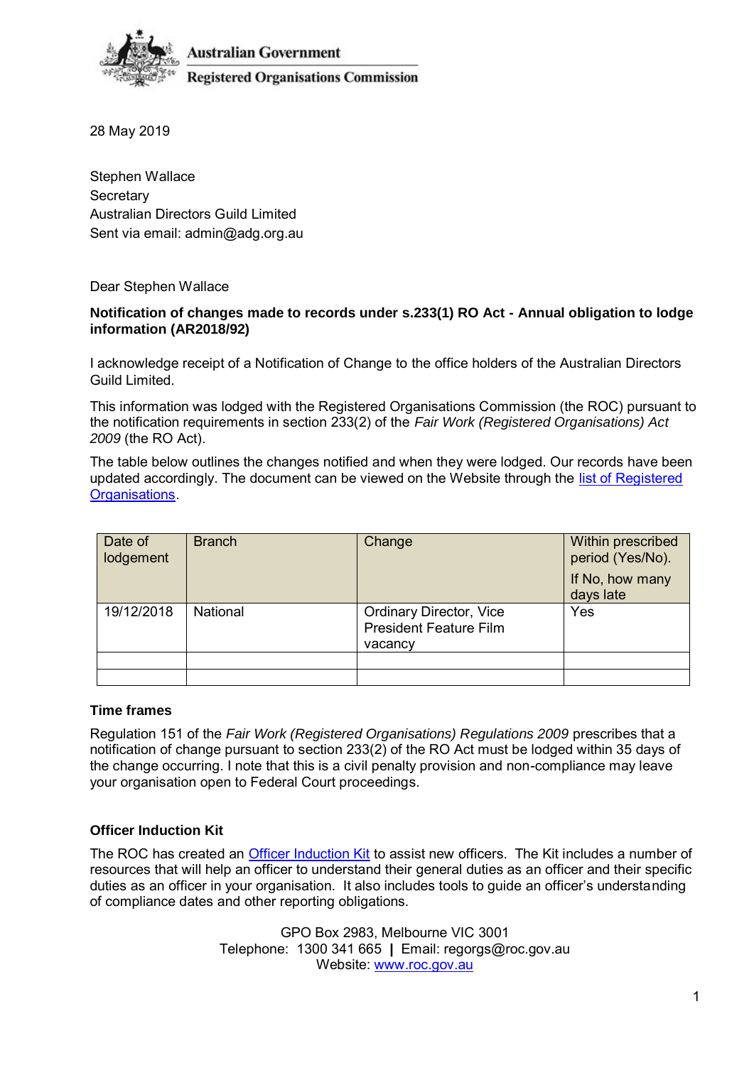Australian Government

Registered Organisations Commission

28 May 2019

Stephen Wallace
Secretary
Australian Directors Guild Limited
Sent via email: admin@adg.org.au

Dear Stephen Wallace

**Notification of changes made to records under s.233(1) RO Act - Annual obligation to lodge information (AR2018/92)**

I acknowledge receipt of a Notification of Change to the office holders of the Australian Directors Guild Limited.

This information was lodged with the Registered Organisations Commission (the ROC) pursuant to the notification requirements in section 233(2) of the *Fair Work (Registered Organisations) Act 2009* (the RO Act).

The table below outlines the changes notified and when they were lodged. Our records have been updated accordingly. The document can be viewed on the Website through the list of Registered Organisations.

| Date of lodgement | Branch | Change | Within prescribed period (Yes/No). If No, how many days late |
|---|---|---|---|
| 19/12/2018 | National | Ordinary Director, Vice President Feature Film vacancy | Yes |
| | | | |
| | | | |

**Time frames**

Regulation 151 of the *Fair Work (Registered Organisations) Regulations 2009* prescribes that a notification of change pursuant to section 233(2) of the RO Act must be lodged within 35 days of the change occurring. I note that this is a civil penalty provision and non-compliance may leave your organisation open to Federal Court proceedings.

**Officer Induction Kit**

The ROC has created an Officer Induction Kit to assist new officers. The Kit includes a number of resources that will help an officer to understand their general duties as an officer and their specific duties as an officer in your organisation. It also includes tools to guide an officer's understanding of compliance dates and other reporting obligations.

GPO Box 2983, Melbourne VIC 3001
Telephone: 1300 341 665 | Email: regorgs@roc.gov.au
Website: www.roc.gov.au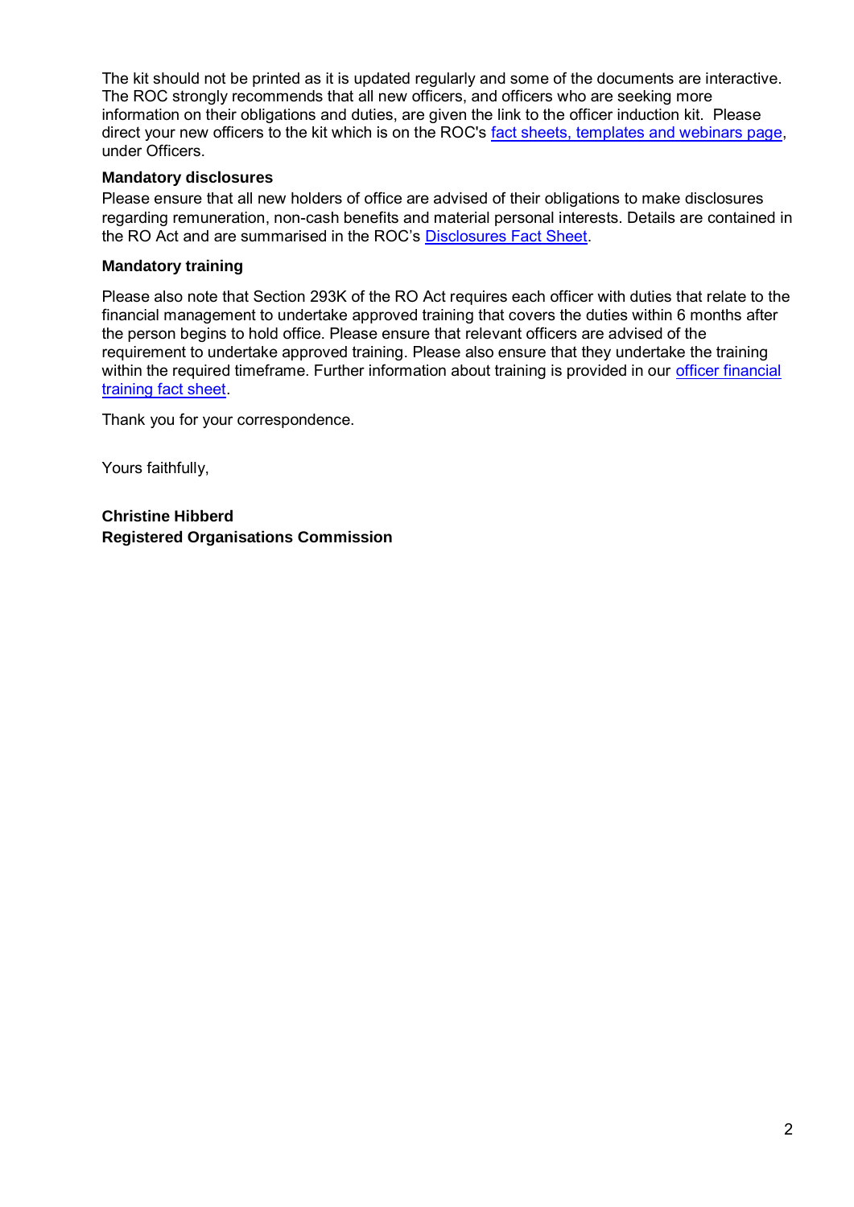The kit should not be printed as it is updated regularly and some of the documents are interactive. The ROC strongly recommends that all new officers, and officers who are seeking more information on their obligations and duties, are given the link to the officer induction kit. Please direct your new officers to the kit which is on the ROC's fact sheets, templates and webinars page, under Officers.

**Mandatory disclosures**

Please ensure that all new holders of office are advised of their obligations to make disclosures regarding remuneration, non-cash benefits and material personal interests. Details are contained in the RO Act and are summarised in the ROC's Disclosures Fact Sheet.

**Mandatory training**

Please also note that Section 293K of the RO Act requires each officer with duties that relate to the financial management to undertake approved training that covers the duties within 6 months after the person begins to hold office. Please ensure that relevant officers are advised of the requirement to undertake approved training. Please also ensure that they undertake the training within the required timeframe. Further information about training is provided in our officer financial training fact sheet.

Thank you for your correspondence.

Yours faithfully,

**Christine Hibberd**
**Registered Organisations Commission**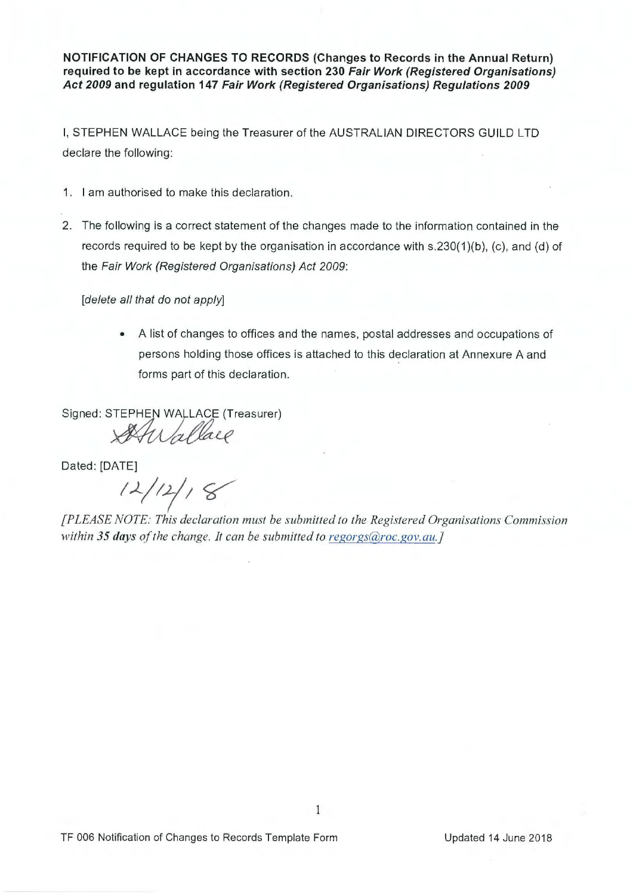**NOTIFICATION OF CHANGES TO RECORDS (Changes to Records in the Annual Return) required to be kept in accordance with section 230 *Fair Work (Registered Organisations) Act 2009* and regulation 147 *Fair Work (Registered Organisations) Regulations 2009***

I, STEPHEN WALLACE being the Treasurer of the AUSTRALIAN DIRECTORS GUILD LTD declare the following:

1. I am authorised to make this declaration.

2. The following is a correct statement of the changes made to the information contained in the records required to be kept by the organisation in accordance with s.230(1)(b), (c), and (d) of the *Fair Work (Registered Organisations) Act 2009*:

   [*delete all that do not apply*]

   - A list of changes to offices and the names, postal addresses and occupations of persons holding those offices is attached to this declaration at Annexure A and forms part of this declaration.

Signed: STEPHEN WALLACE (Treasurer)

S.Wallace

Dated: [DATE]

12/12/18

*[PLEASE NOTE: This declaration must be submitted to the Registered Organisations Commission within **35 days** of the change. It can be submitted to regorgs@roc.gov.au.]*

TF 006 Notification of Changes to Records Template Form

Updated 14 June 2018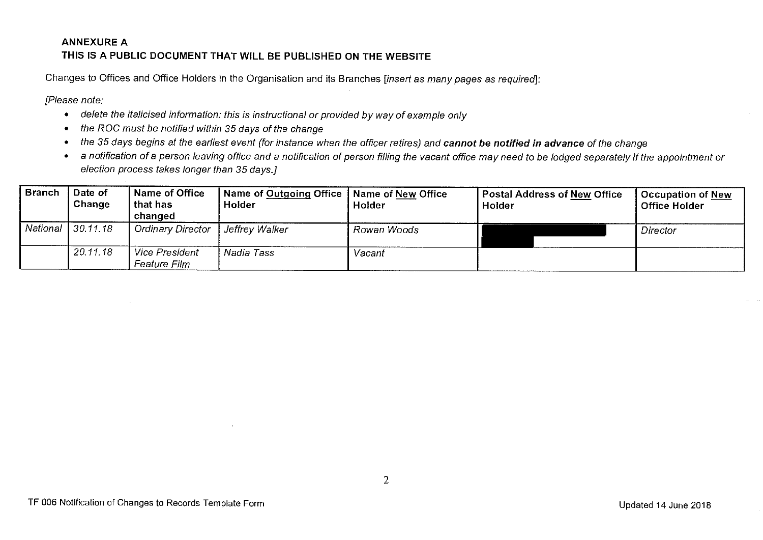**ANNEXURE A**
**THIS IS A PUBLIC DOCUMENT THAT WILL BE PUBLISHED ON THE WEBSITE**

Changes to Offices and Office Holders in the Organisation and its Branches [*insert as many pages as required*]:

*[Please note:*

- *delete the italicised information: this is instructional or provided by way of example only*
- *the ROC must be notified within 35 days of the change*
- *the 35 days begins at the earliest event (for instance when the officer retires) and* ***cannot be notified in advance*** *of the change*
- *a notification of a person leaving office and a notification of person filling the vacant office may need to be lodged separately if the appointment or election process takes longer than 35 days.]*

| Branch | Date of Change | Name of Office that has changed | Name of Outgoing Office Holder | Name of New Office Holder | Postal Address of New Office Holder | Occupation of New Office Holder |
|---|---|---|---|---|---|---|
| *National* | *30.11.18* | *Ordinary Director* | *Jeffrey Walker* | *Rowan Woods* | [REDACTED] | *Director* |
| | *20.11.18* | *Vice President Feature Film* | *Nadia Tass* | *Vacant* | | |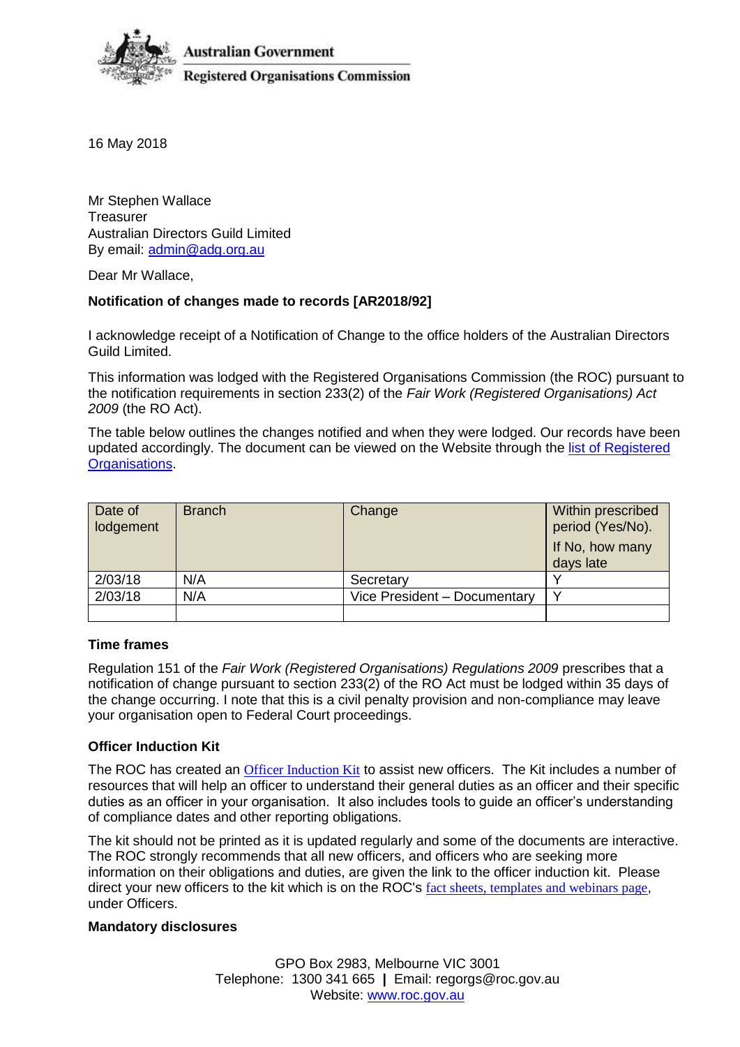Australian Government

Registered Organisations Commission

16 May 2018

Mr Stephen Wallace
Treasurer
Australian Directors Guild Limited
By email: [admin@adg.org.au](mailto:admin@adg.org.au)

Dear Mr Wallace,

**Notification of changes made to records [AR2018/92]**

I acknowledge receipt of a Notification of Change to the office holders of the Australian Directors Guild Limited.

This information was lodged with the Registered Organisations Commission (the ROC) pursuant to the notification requirements in section 233(2) of the *Fair Work (Registered Organisations) Act 2009* (the RO Act).

The table below outlines the changes notified and when they were lodged. Our records have been updated accordingly. The document can be viewed on the Website through the list of Registered Organisations.

| Date of lodgement | Branch | Change | Within prescribed period (Yes/No). If No, how many days late |
|---|---|---|---|
| 2/03/18 | N/A | Secretary | Y |
| 2/03/18 | N/A | Vice President – Documentary | Y |
| | | | |

**Time frames**

Regulation 151 of the *Fair Work (Registered Organisations) Regulations 2009* prescribes that a notification of change pursuant to section 233(2) of the RO Act must be lodged within 35 days of the change occurring. I note that this is a civil penalty provision and non-compliance may leave your organisation open to Federal Court proceedings.

**Officer Induction Kit**

The ROC has created an Officer Induction Kit to assist new officers. The Kit includes a number of resources that will help an officer to understand their general duties as an officer and their specific duties as an officer in your organisation. It also includes tools to guide an officer's understanding of compliance dates and other reporting obligations.

The kit should not be printed as it is updated regularly and some of the documents are interactive. The ROC strongly recommends that all new officers, and officers who are seeking more information on their obligations and duties, are given the link to the officer induction kit. Please direct your new officers to the kit which is on the ROC's fact sheets, templates and webinars page, under Officers.

**Mandatory disclosures**

GPO Box 2983, Melbourne VIC 3001
Telephone: 1300 341 665 | Email: regorgs@roc.gov.au
Website: www.roc.gov.au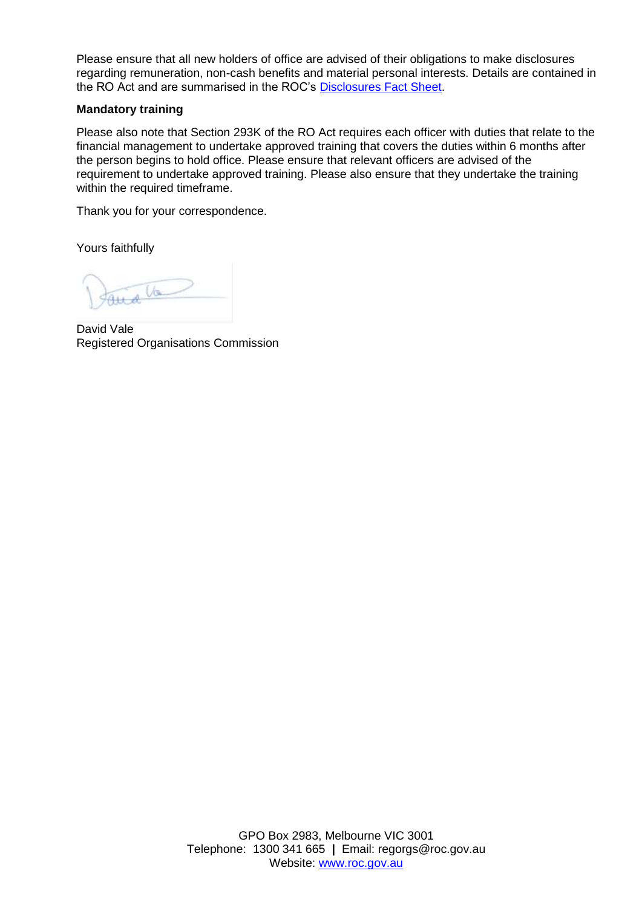Please ensure that all new holders of office are advised of their obligations to make disclosures regarding remuneration, non-cash benefits and material personal interests. Details are contained in the RO Act and are summarised in the ROC's Disclosures Fact Sheet.

**Mandatory training**

Please also note that Section 293K of the RO Act requires each officer with duties that relate to the financial management to undertake approved training that covers the duties within 6 months after the person begins to hold office. Please ensure that relevant officers are advised of the requirement to undertake approved training. Please also ensure that they undertake the training within the required timeframe.

Thank you for your correspondence.

Yours faithfully

David Vale
Registered Organisations Commission

GPO Box 2983, Melbourne VIC 3001
Telephone: 1300 341 665 | Email: regorgs@roc.gov.au
Website: www.roc.gov.au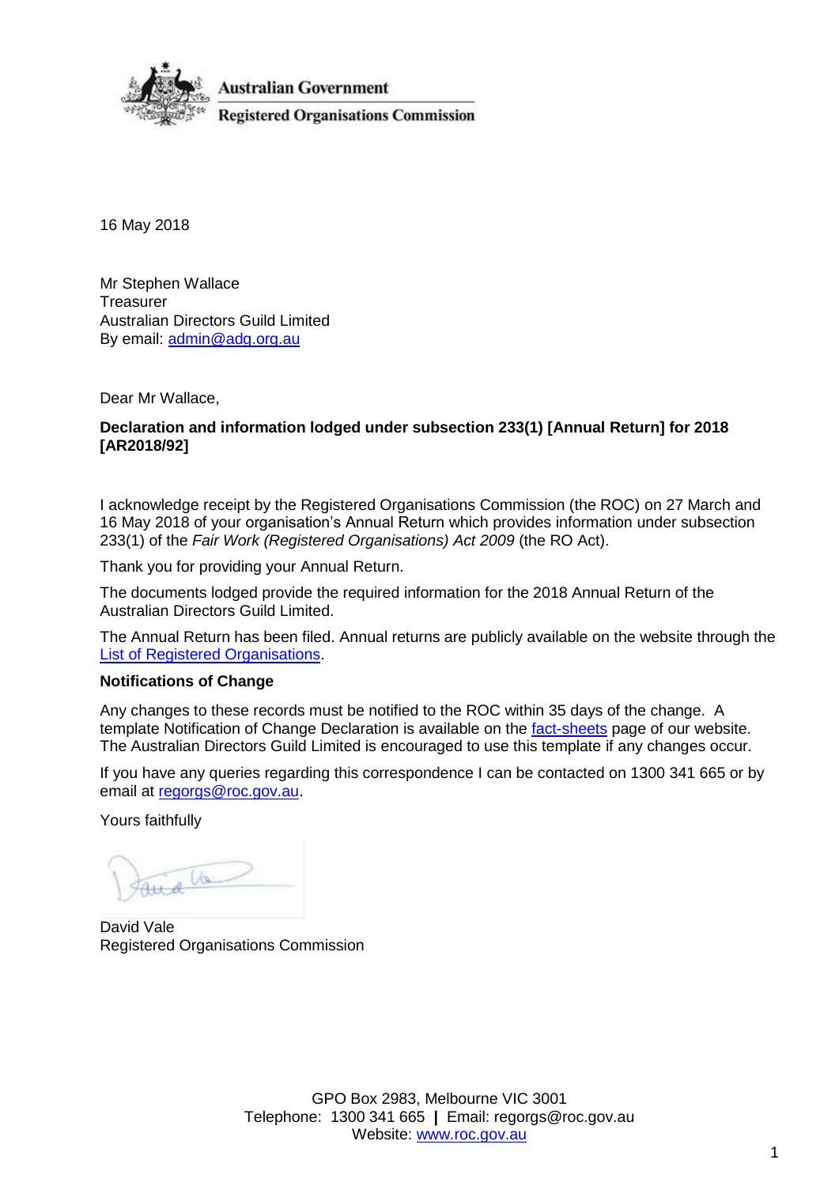Australian Government

Registered Organisations Commission

16 May 2018

Mr Stephen Wallace
Treasurer
Australian Directors Guild Limited
By email: admin@adg.org.au

Dear Mr Wallace,

**Declaration and information lodged under subsection 233(1) [Annual Return] for 2018 [AR2018/92]**

I acknowledge receipt by the Registered Organisations Commission (the ROC) on 27 March and 16 May 2018 of your organisation's Annual Return which provides information under subsection 233(1) of the *Fair Work (Registered Organisations) Act 2009* (the RO Act).

Thank you for providing your Annual Return.

The documents lodged provide the required information for the 2018 Annual Return of the Australian Directors Guild Limited.

The Annual Return has been filed. Annual returns are publicly available on the website through the List of Registered Organisations.

**Notifications of Change**

Any changes to these records must be notified to the ROC within 35 days of the change. A template Notification of Change Declaration is available on the fact-sheets page of our website. The Australian Directors Guild Limited is encouraged to use this template if any changes occur.

If you have any queries regarding this correspondence I can be contacted on 1300 341 665 or by email at regorgs@roc.gov.au.

Yours faithfully

David Vale
Registered Organisations Commission

GPO Box 2983, Melbourne VIC 3001
Telephone: 1300 341 665 | Email: regorgs@roc.gov.au
Website: www.roc.gov.au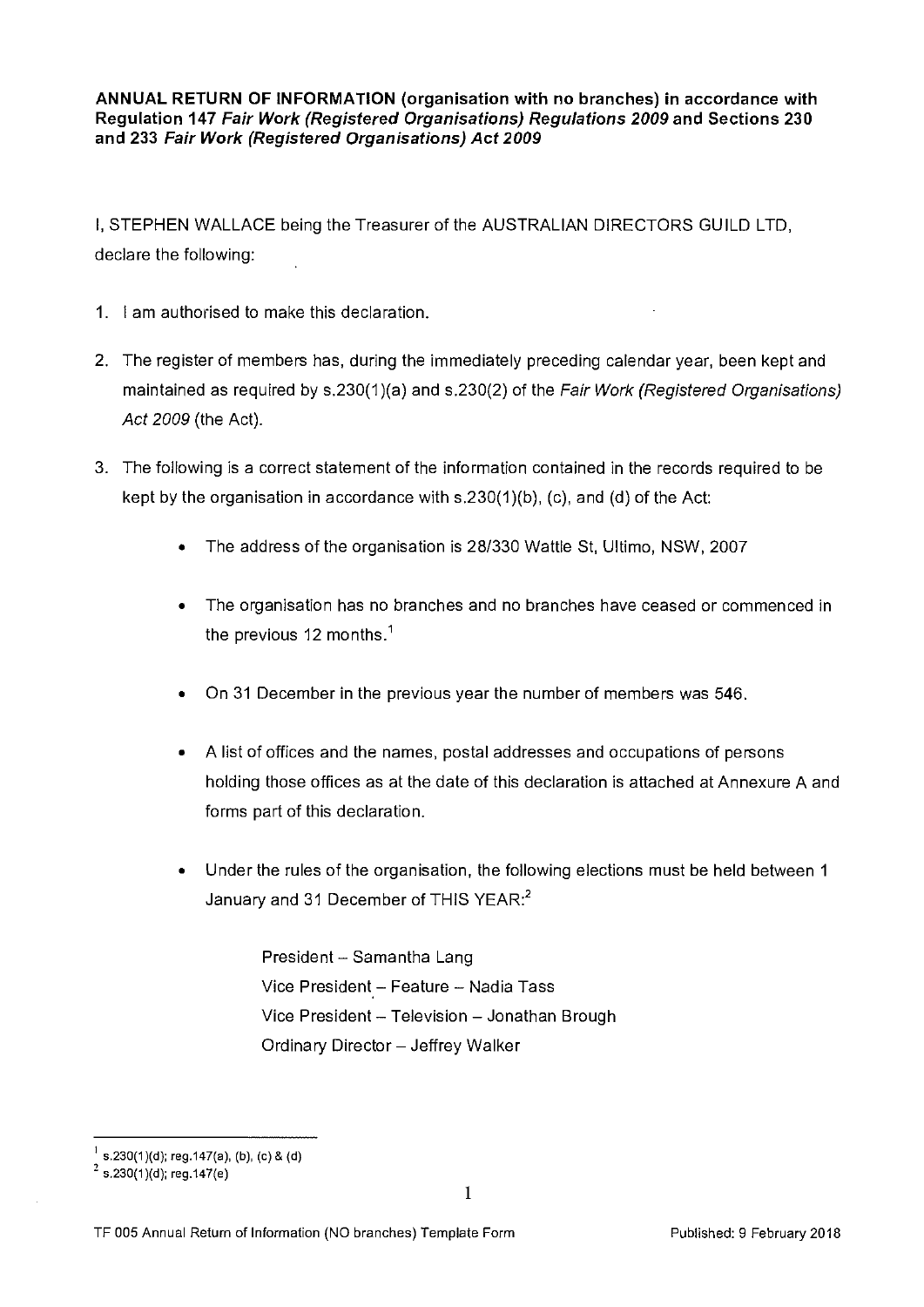**ANNUAL RETURN OF INFORMATION (organisation with no branches) in accordance with Regulation 147 *Fair Work (Registered Organisations) Regulations 2009* and Sections 230 and 233 *Fair Work (Registered Organisations) Act 2009***

I, STEPHEN WALLACE being the Treasurer of the AUSTRALIAN DIRECTORS GUILD LTD, declare the following:

1. I am authorised to make this declaration.

2. The register of members has, during the immediately preceding calendar year, been kept and maintained as required by s.230(1)(a) and s.230(2) of the *Fair Work (Registered Organisations) Act 2009* (the Act).

3. The following is a correct statement of the information contained in the records required to be kept by the organisation in accordance with s.230(1)(b), (c), and (d) of the Act:

   - The address of the organisation is 28/330 Wattle St, Ultimo, NSW, 2007

   - The organisation has no branches and no branches have ceased or commenced in the previous 12 months.[1]

   - On 31 December in the previous year the number of members was 546.

   - A list of offices and the names, postal addresses and occupations of persons holding those offices as at the date of this declaration is attached at Annexure A and forms part of this declaration.

   - Under the rules of the organisation, the following elections must be held between 1 January and 31 December of THIS YEAR:[2]

     President – Samantha Lang
     Vice President – Feature – Nadia Tass
     Vice President – Television – Jonathan Brough
     Ordinary Director – Jeffrey Walker

---

[1] s.230(1)(d); reg.147(a), (b), (c) & (d)

[2] s.230(1)(d); reg.147(e)

TF 005 Annual Return of Information (NO branches) Template Form — Published: 9 February 2018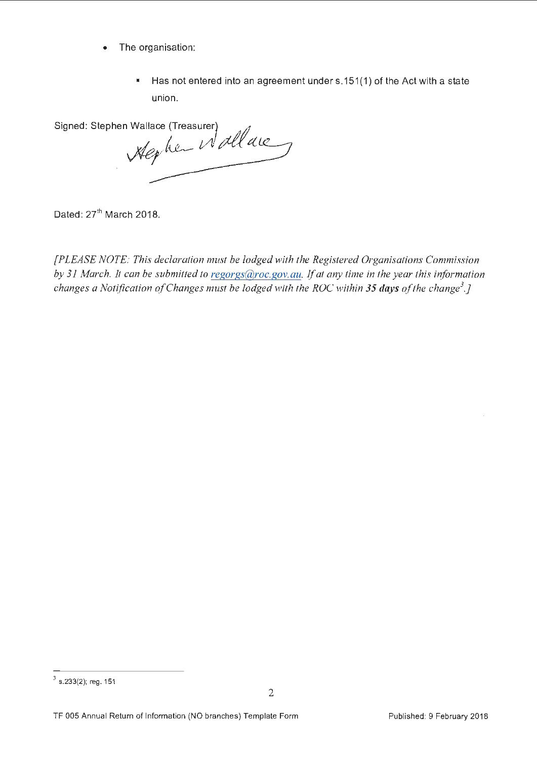- The organisation:
  - Has not entered into an agreement under s.151(1) of the Act with a state union.

Signed: Stephen Wallace (Treasurer)

Dated: 27th March 2018.

*[PLEASE NOTE: This declaration must be lodged with the Registered Organisations Commission by 31 March. It can be submitted to regorgs@roc.gov.au. If at any time in the year this information changes a Notification of Changes must be lodged with the ROC within* ***35 days*** *of the change[3].]*

[3] s.233(2); reg. 151

TF 005 Annual Return of Information (NO branches) Template Form — Published: 9 February 2018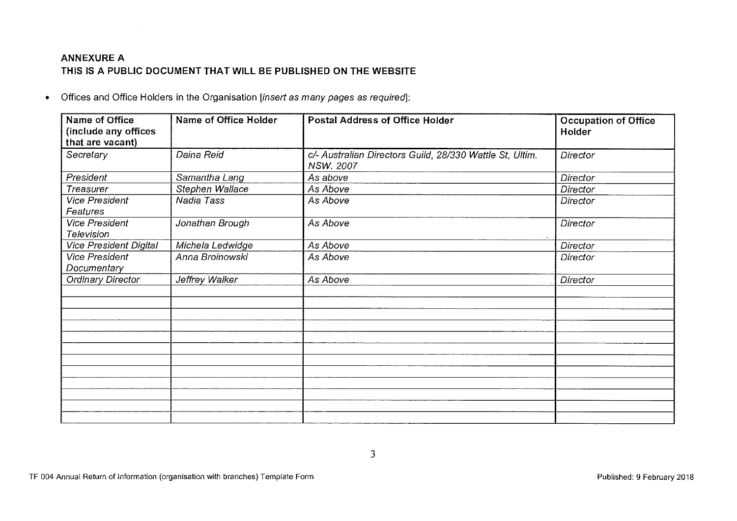**ANNEXURE A**
**THIS IS A PUBLIC DOCUMENT THAT WILL BE PUBLISHED ON THE WEBSITE**

- Offices and Office Holders in the Organisation [*insert as many pages as required*]:

| Name of Office (include any offices that are vacant) | Name of Office Holder | Postal Address of Office Holder | Occupation of Office Holder |
|---|---|---|---|
| *Secretary* | *Daina Reid* | *c/- Australian Directors Guild, 28/330 Wattle St, Ultim. NSW. 2007* | *Director* |
| *President* | *Samantha Lang* | *As above* | *Director* |
| *Treasurer* | *Stephen Wallace* | *As Above* | *Director* |
| *Vice President Features* | *Nadia Tass* | *As Above* | *Director* |
| *Vice President Television* | *Jonathan Brough* | *As Above* | *Director* |
| *Vice President Digital* | *Michela Ledwidge* | *As Above* | *Director* |
| *Vice President Documentary* | *Anna Broinowski* | *As Above* | *Director* |
| *Ordinary Director* | *Jeffrey Walker* | *As Above* | *Director* |
| | | | |
| | | | |
| | | | |
| | | | |
| | | | |
| | | | |
| | | | |
| | | | |
| | | | |
| | | | |
| | | | |

TF 004 Annual Return of Information (organisation with branches) Template Form — Published: 9 February 2018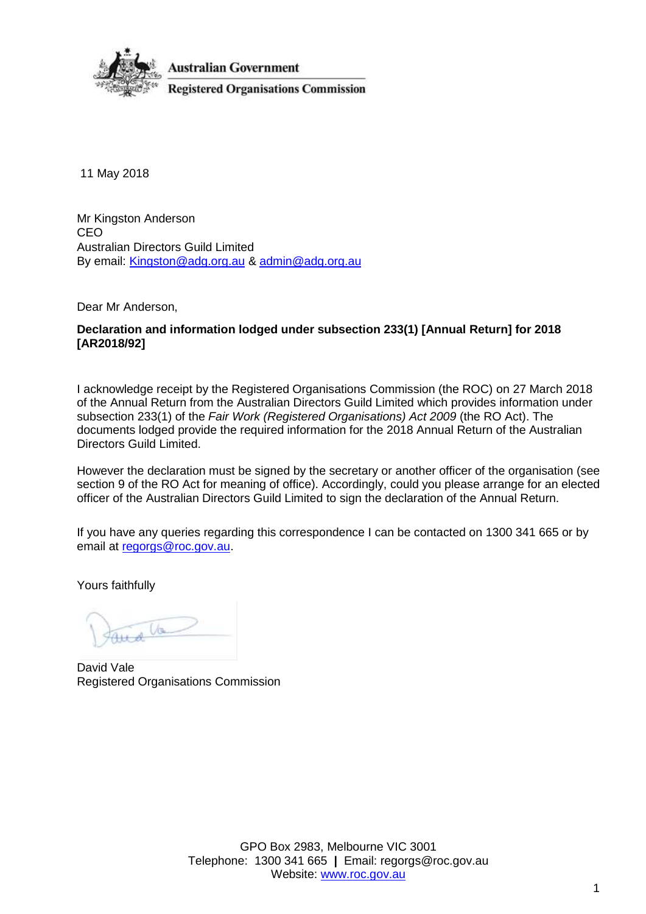Australian Government

Registered Organisations Commission

11 May 2018

Mr Kingston Anderson
CEO
Australian Directors Guild Limited
By email: Kingston@adg.org.au & admin@adg.org.au

Dear Mr Anderson,

**Declaration and information lodged under subsection 233(1) [Annual Return] for 2018 [AR2018/92]**

I acknowledge receipt by the Registered Organisations Commission (the ROC) on 27 March 2018 of the Annual Return from the Australian Directors Guild Limited which provides information under subsection 233(1) of the *Fair Work (Registered Organisations) Act 2009* (the RO Act). The documents lodged provide the required information for the 2018 Annual Return of the Australian Directors Guild Limited.

However the declaration must be signed by the secretary or another officer of the organisation (see section 9 of the RO Act for meaning of office). Accordingly, could you please arrange for an elected officer of the Australian Directors Guild Limited to sign the declaration of the Annual Return.

If you have any queries regarding this correspondence I can be contacted on 1300 341 665 or by email at regorgs@roc.gov.au.

Yours faithfully

David Vale
Registered Organisations Commission

GPO Box 2983, Melbourne VIC 3001
Telephone: 1300 341 665 | Email: regorgs@roc.gov.au
Website: www.roc.gov.au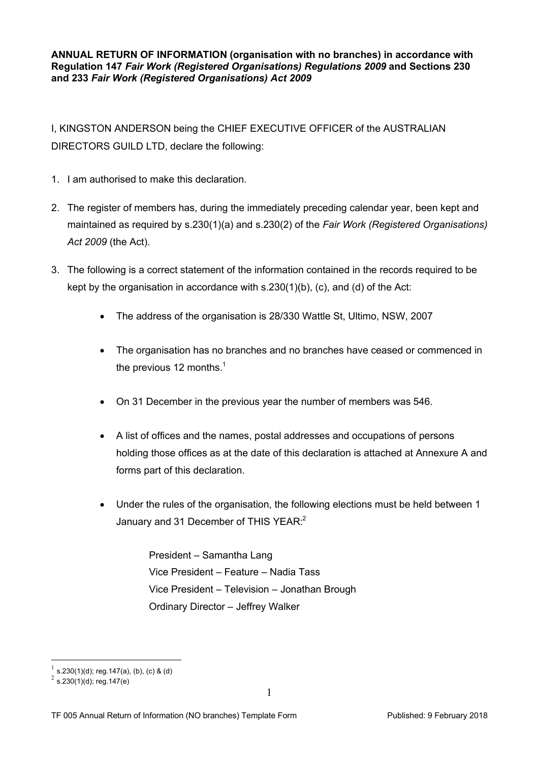**ANNUAL RETURN OF INFORMATION (organisation with no branches) in accordance with Regulation 147 *Fair Work (Registered Organisations) Regulations 2009* and Sections 230 and 233 *Fair Work (Registered Organisations) Act 2009***

I, KINGSTON ANDERSON being the CHIEF EXECUTIVE OFFICER of the AUSTRALIAN DIRECTORS GUILD LTD, declare the following:

1. I am authorised to make this declaration.
2. The register of members has, during the immediately preceding calendar year, been kept and maintained as required by s.230(1)(a) and s.230(2) of the *Fair Work (Registered Organisations) Act 2009* (the Act).
3. The following is a correct statement of the information contained in the records required to be kept by the organisation in accordance with s.230(1)(b), (c), and (d) of the Act:

    - The address of the organisation is 28/330 Wattle St, Ultimo, NSW, 2007
    - The organisation has no branches and no branches have ceased or commenced in the previous 12 months.[1]
    - On 31 December in the previous year the number of members was 546.
    - A list of offices and the names, postal addresses and occupations of persons holding those offices as at the date of this declaration is attached at Annexure A and forms part of this declaration.
    - Under the rules of the organisation, the following elections must be held between 1 January and 31 December of THIS YEAR:[2]

        President – Samantha Lang
        Vice President – Feature – Nadia Tass
        Vice President – Television – Jonathan Brough
        Ordinary Director – Jeffrey Walker

[1] s.230(1)(d); reg.147(a), (b), (c) & (d)

[2] s.230(1)(d); reg.147(e)

TF 005 Annual Return of Information (NO branches) Template Form Published: 9 February 2018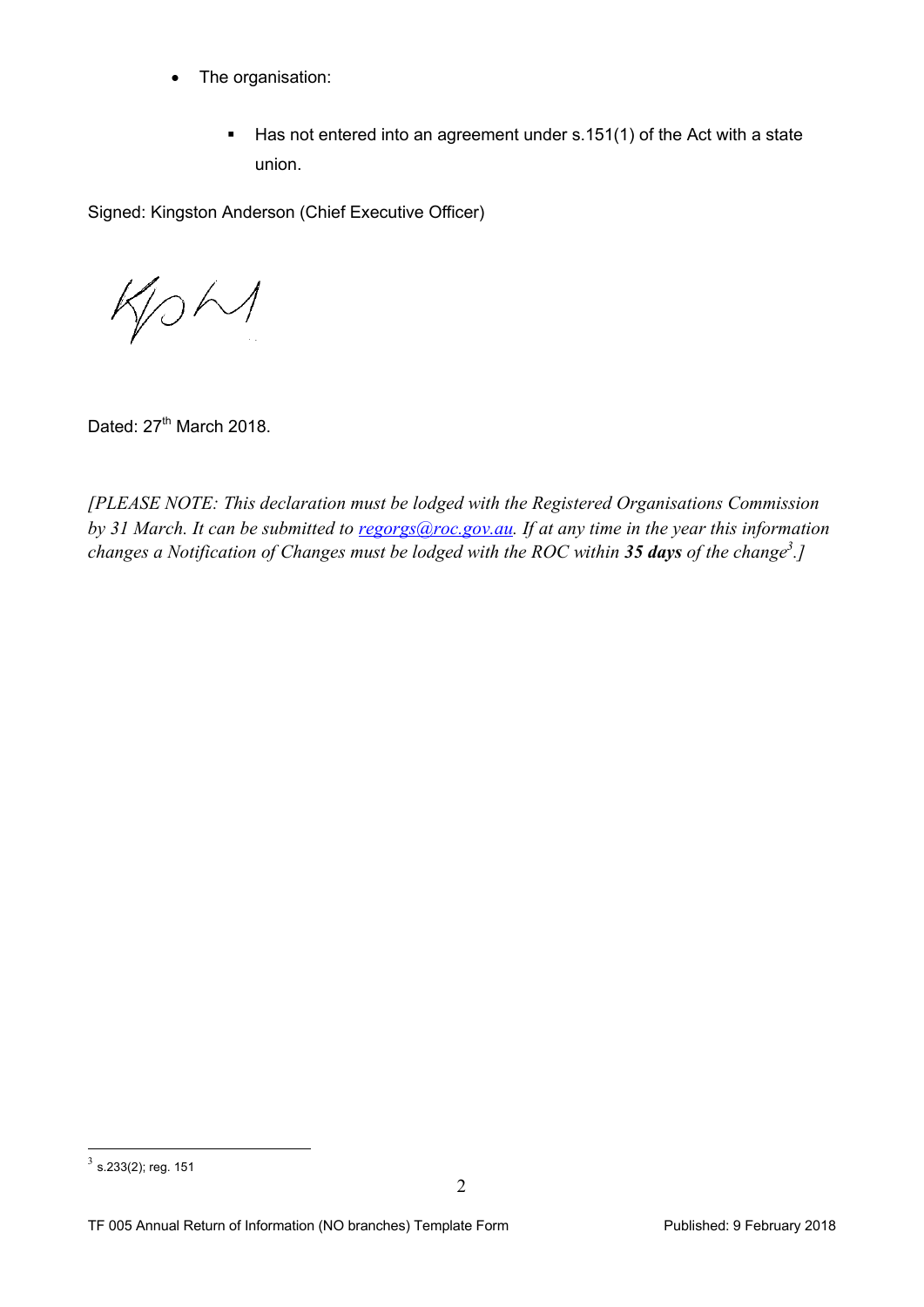- The organisation:
  - Has not entered into an agreement under s.151(1) of the Act with a state union.

Signed: Kingston Anderson (Chief Executive Officer)

Dated: 27th March 2018.

*[PLEASE NOTE: This declaration must be lodged with the Registered Organisations Commission by 31 March. It can be submitted to [regorgs@roc.gov.au](mailto:regorgs@roc.gov.au). If at any time in the year this information changes a Notification of Changes must be lodged with the ROC within **35 days** of the change[3].]*

[3] s.233(2); reg. 151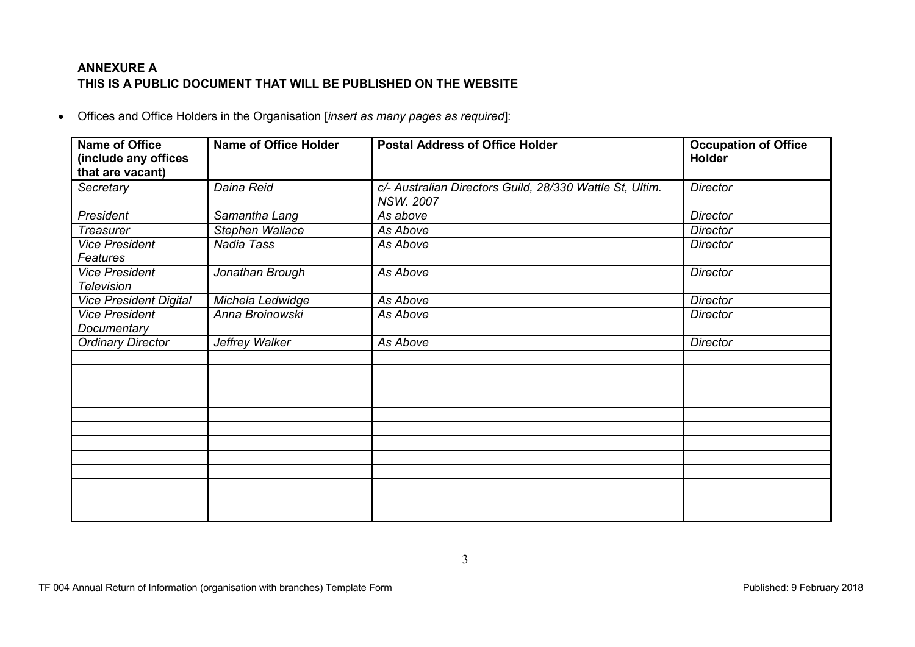**ANNEXURE A**
**THIS IS A PUBLIC DOCUMENT THAT WILL BE PUBLISHED ON THE WEBSITE**

- Offices and Office Holders in the Organisation [*insert as many pages as required*]:

| Name of Office (include any offices that are vacant) | Name of Office Holder | Postal Address of Office Holder | Occupation of Office Holder |
|---|---|---|---|
| *Secretary* | *Daina Reid* | *c/- Australian Directors Guild, 28/330 Wattle St, Ultim. NSW. 2007* | *Director* |
| *President* | *Samantha Lang* | *As above* | *Director* |
| *Treasurer* | *Stephen Wallace* | *As Above* | *Director* |
| *Vice President Features* | *Nadia Tass* | *As Above* | *Director* |
| *Vice President Television* | *Jonathan Brough* | *As Above* | *Director* |
| *Vice President Digital* | *Michela Ledwidge* | *As Above* | *Director* |
| *Vice President Documentary* | *Anna Broinowski* | *As Above* | *Director* |
| *Ordinary Director* | *Jeffrey Walker* | *As Above* | *Director* |
| | | | |
| | | | |
| | | | |
| | | | |
| | | | |
| | | | |
| | | | |
| | | | |
| | | | |
| | | | |
| | | | |
| | | | |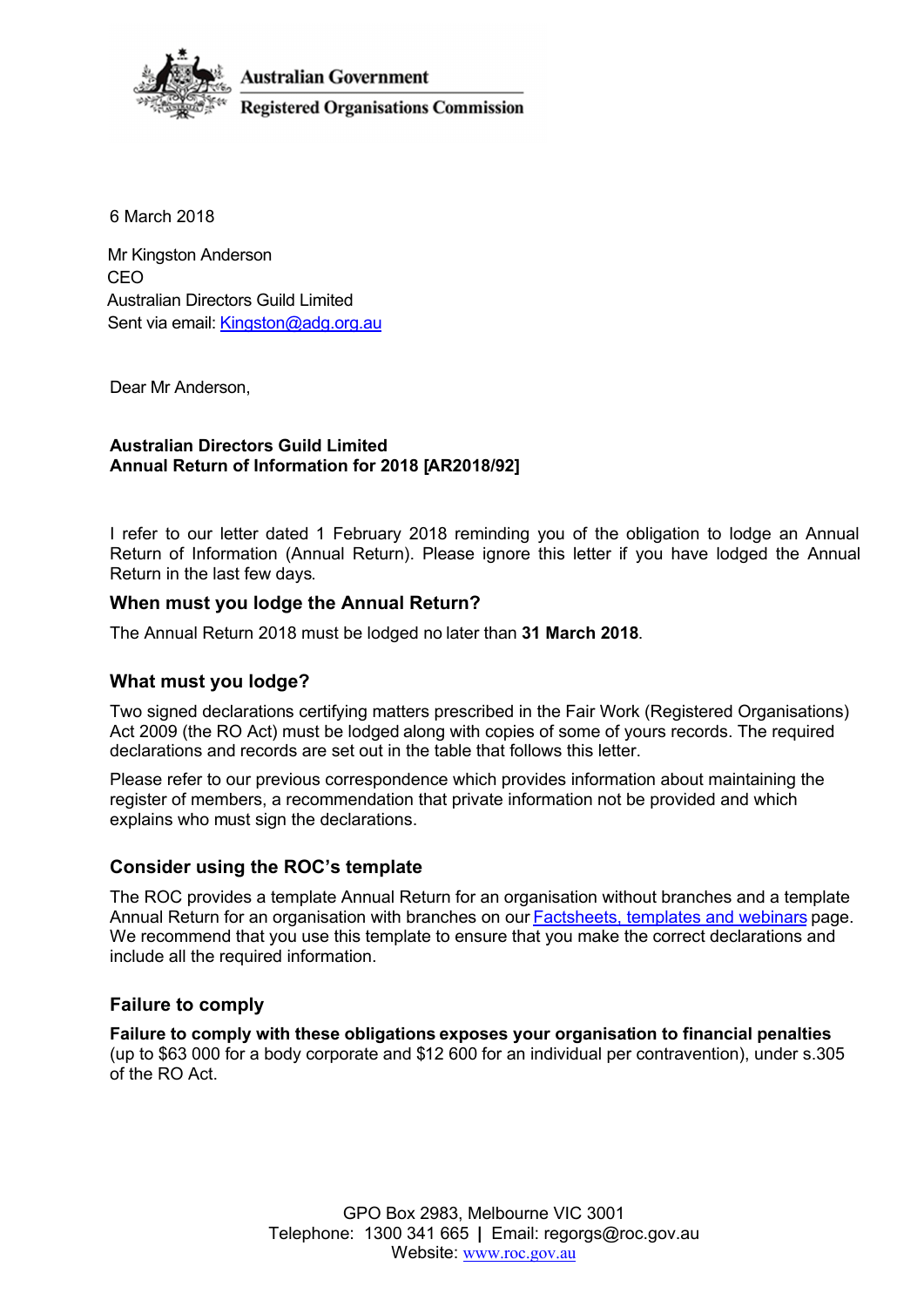Australian Government

Registered Organisations Commission

6 March 2018

Mr Kingston Anderson
CEO
Australian Directors Guild Limited
Sent via email: Kingston@adg.org.au

Dear Mr Anderson,

**Australian Directors Guild Limited**
**Annual Return of Information for 2018 [AR2018/92]**

I refer to our letter dated 1 February 2018 reminding you of the obligation to lodge an Annual Return of Information (Annual Return). Please ignore this letter if you have lodged the Annual Return in the last few days.

### When must you lodge the Annual Return?

The Annual Return 2018 must be lodged no later than **31 March 2018**.

### What must you lodge?

Two signed declarations certifying matters prescribed in the Fair Work (Registered Organisations) Act 2009 (the RO Act) must be lodged along with copies of some of yours records. The required declarations and records are set out in the table that follows this letter.

Please refer to our previous correspondence which provides information about maintaining the register of members, a recommendation that private information not be provided and which explains who must sign the declarations.

### Consider using the ROC's template

The ROC provides a template Annual Return for an organisation without branches and a template Annual Return for an organisation with branches on our Factsheets, templates and webinars page. We recommend that you use this template to ensure that you make the correct declarations and include all the required information.

### Failure to comply

**Failure to comply with these obligations exposes your organisation to financial penalties** (up to $63 000 for a body corporate and $12 600 for an individual per contravention), under s.305 of the RO Act.

GPO Box 2983, Melbourne VIC 3001
Telephone: 1300 341 665 | Email: regorgs@roc.gov.au
Website: www.roc.gov.au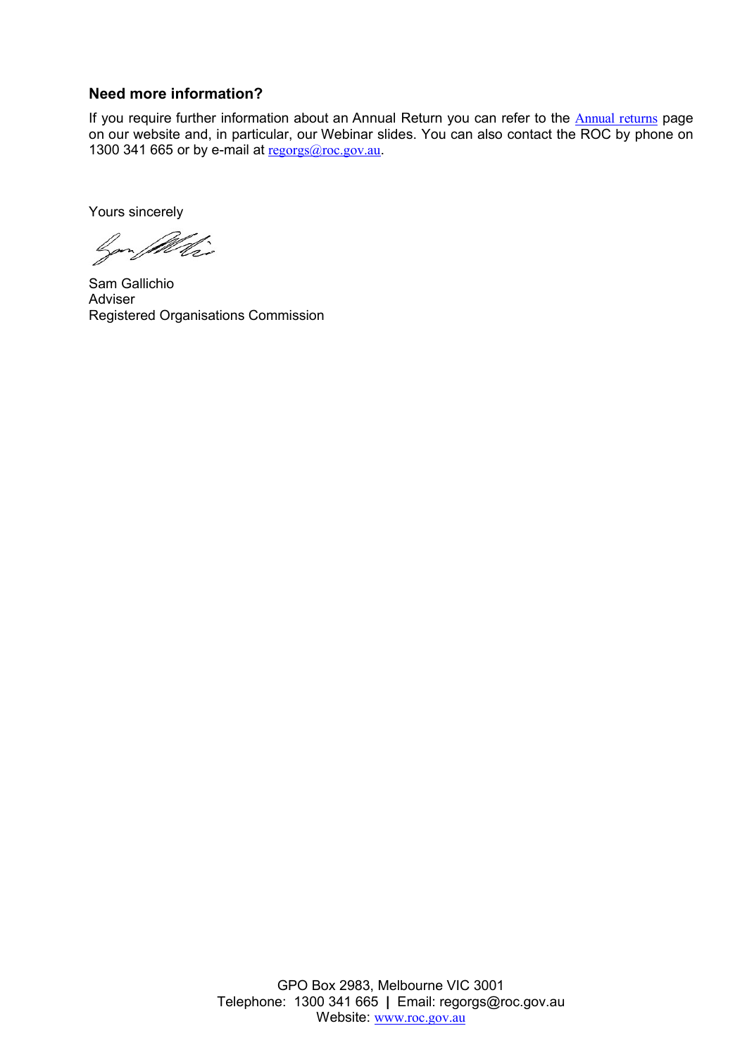### Need more information?

If you require further information about an Annual Return you can refer to the Annual returns page on our website and, in particular, our Webinar slides. You can also contact the ROC by phone on 1300 341 665 or by e-mail at regorgs@roc.gov.au.

Yours sincerely

Sam Gallichio
Adviser
Registered Organisations Commission

GPO Box 2983, Melbourne VIC 3001
Telephone: 1300 341 665 | Email: regorgs@roc.gov.au
Website: www.roc.gov.au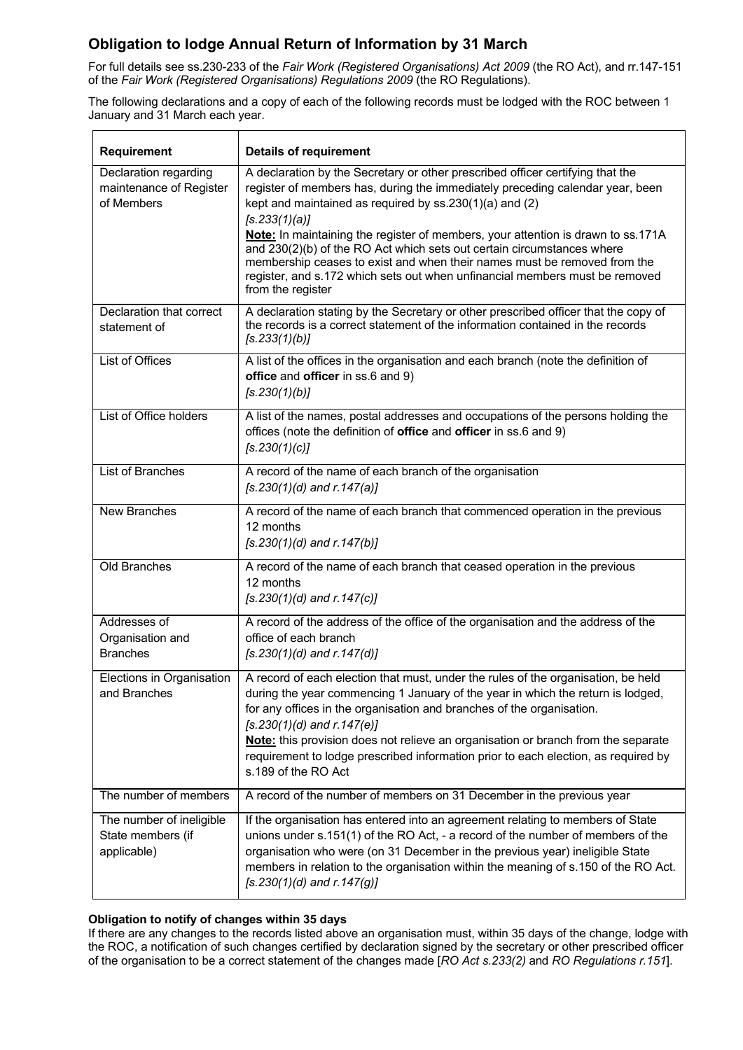## Obligation to lodge Annual Return of Information by 31 March

For full details see ss.230-233 of the *Fair Work (Registered Organisations) Act 2009* (the RO Act), and rr.147-151 of the *Fair Work (Registered Organisations) Regulations 2009* (the RO Regulations).

The following declarations and a copy of each of the following records must be lodged with the ROC between 1 January and 31 March each year.

| **Requirement** | **Details of requirement** |
|---|---|
| Declaration regarding maintenance of Register of Members | A declaration by the Secretary or other prescribed officer certifying that the register of members has, during the immediately preceding calendar year, been kept and maintained as required by ss.230(1)(a) and (2) *[s.233(1)(a)]* <br> **Note:** In maintaining the register of members, your attention is drawn to ss.171A and 230(2)(b) of the RO Act which sets out certain circumstances where membership ceases to exist and when their names must be removed from the register, and s.172 which sets out when unfinancial members must be removed from the register |
| Declaration that correct statement of | A declaration stating by the Secretary or other prescribed officer that the copy of the records is a correct statement of the information contained in the records *[s.233(1)(b)]* |
| List of Offices | A list of the offices in the organisation and each branch (note the definition of **office** and **officer** in ss.6 and 9) *[s.230(1)(b)]* |
| List of Office holders | A list of the names, postal addresses and occupations of the persons holding the offices (note the definition of **office** and **officer** in ss.6 and 9) *[s.230(1)(c)]* |
| List of Branches | A record of the name of each branch of the organisation *[s.230(1)(d) and r.147(a)]* |
| New Branches | A record of the name of each branch that commenced operation in the previous 12 months *[s.230(1)(d) and r.147(b)]* |
| Old Branches | A record of the name of each branch that ceased operation in the previous 12 months *[s.230(1)(d) and r.147(c)]* |
| Addresses of Organisation and Branches | A record of the address of the office of the organisation and the address of the office of each branch *[s.230(1)(d) and r.147(d)]* |
| Elections in Organisation and Branches | A record of each election that must, under the rules of the organisation, be held during the year commencing 1 January of the year in which the return is lodged, for any offices in the organisation and branches of the organisation. *[s.230(1)(d) and r.147(e)]* <br> **Note:** this provision does not relieve an organisation or branch from the separate requirement to lodge prescribed information prior to each election, as required by s.189 of the RO Act |
| The number of members | A record of the number of members on 31 December in the previous year |
| The number of ineligible State members (if applicable) | If the organisation has entered into an agreement relating to members of State unions under s.151(1) of the RO Act, - a record of the number of members of the organisation who were (on 31 December in the previous year) ineligible State members in relation to the organisation within the meaning of s.150 of the RO Act. *[s.230(1)(d) and r.147(g)]* |

**Obligation to notify of changes within 35 days**

If there are any changes to the records listed above an organisation must, within 35 days of the change, lodge with the ROC, a notification of such changes certified by declaration signed by the secretary or other prescribed officer of the organisation to be a correct statement of the changes made [*RO Act s.233(2)* and *RO Regulations r.151*].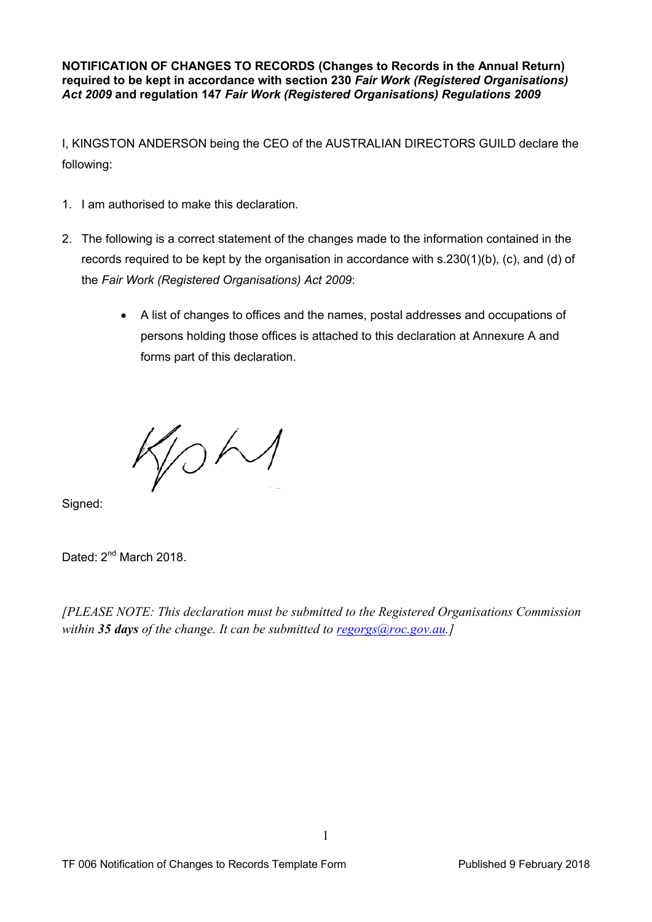**NOTIFICATION OF CHANGES TO RECORDS (Changes to Records in the Annual Return) required to be kept in accordance with section 230 *Fair Work (Registered Organisations) Act 2009* and regulation 147 *Fair Work (Registered Organisations) Regulations 2009***

I, KINGSTON ANDERSON being the CEO of the AUSTRALIAN DIRECTORS GUILD declare the following:

1. I am authorised to make this declaration.

2. The following is a correct statement of the changes made to the information contained in the records required to be kept by the organisation in accordance with s.230(1)(b), (c), and (d) of the *Fair Work (Registered Organisations) Act 2009*:

    - A list of changes to offices and the names, postal addresses and occupations of persons holding those offices is attached to this declaration at Annexure A and forms part of this declaration.

Signed:

Dated: 2nd March 2018.

*[PLEASE NOTE: This declaration must be submitted to the Registered Organisations Commission within **35 days** of the change. It can be submitted to regorgs@roc.gov.au.]*

TF 006 Notification of Changes to Records Template Form — Published 9 February 2018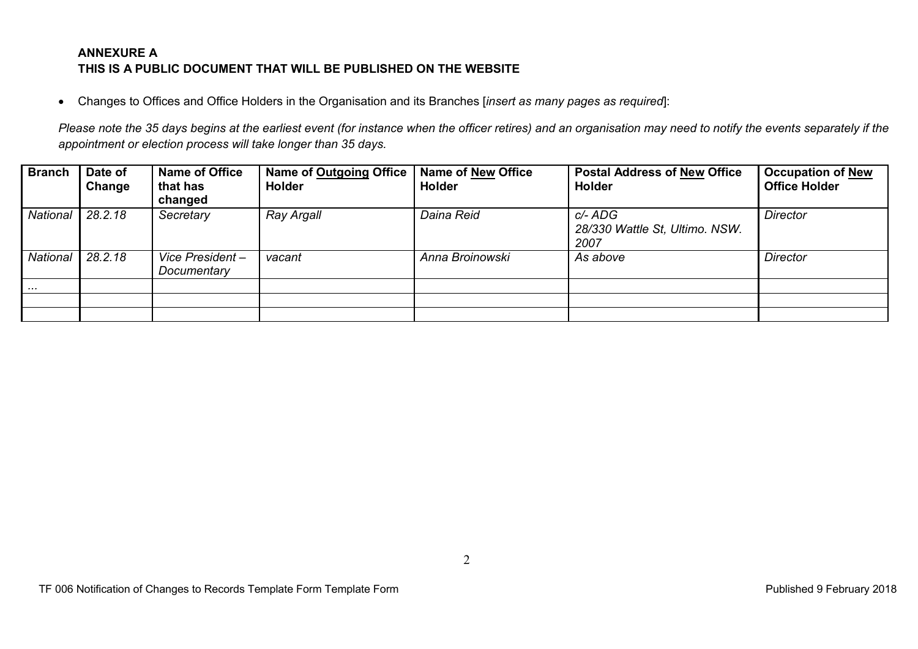**ANNEXURE A**
**THIS IS A PUBLIC DOCUMENT THAT WILL BE PUBLISHED ON THE WEBSITE**

- Changes to Offices and Office Holders in the Organisation and its Branches [*insert as many pages as required*]:

*Please note the 35 days begins at the earliest event (for instance when the officer retires) and an organisation may need to notify the events separately if the appointment or election process will take longer than 35 days.*

| Branch | Date of Change | Name of Office that has changed | Name of Outgoing Office Holder | Name of New Office Holder | Postal Address of New Office Holder | Occupation of New Office Holder |
|---|---|---|---|---|---|---|
| *National* | *28.2.18* | *Secretary* | *Ray Argall* | *Daina Reid* | *c/- ADG 28/330 Wattle St, Ultimo. NSW. 2007* | *Director* |
| *National* | *28.2.18* | *Vice President – Documentary* | *vacant* | *Anna Broinowski* | *As above* | *Director* |
| *...* | | | | | | |
| | | | | | | |
| | | | | | | |